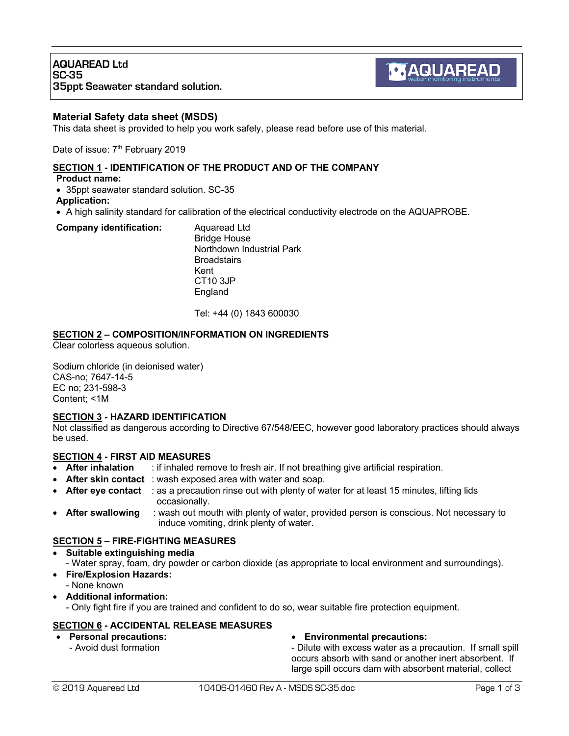**AQUAREAD Ltd**
**SC-35**
**35ppt Seawater standard solution.**

## Material Safety data sheet (MSDS)

This data sheet is provided to help you work safely, please read before use of this material.

Date of issue: 7th February 2019

### SECTION 1 - IDENTIFICATION OF THE PRODUCT AND OF THE COMPANY

**Product name:**

- 35ppt seawater standard solution. SC-35

**Application:**

- A high salinity standard for calibration of the electrical conductivity electrode on the AQUAPROBE.

**Company identification:**

Aquaread Ltd
Bridge House
Northdown Industrial Park
Broadstairs
Kent
CT10 3JP
England

Tel: +44 (0) 1843 600030

### SECTION 2 – COMPOSITION/INFORMATION ON INGREDIENTS

Clear colorless aqueous solution.

Sodium chloride (in deionised water)
CAS-no; 7647-14-5
EC no; 231-598-3
Content; <1M

### SECTION 3 - HAZARD IDENTIFICATION

Not classified as dangerous according to Directive 67/548/EEC, however good laboratory practices should always be used.

### SECTION 4 - FIRST AID MEASURES

- **After inhalation** : if inhaled remove to fresh air. If not breathing give artificial respiration.
- **After skin contact** : wash exposed area with water and soap.
- **After eye contact** : as a precaution rinse out with plenty of water for at least 15 minutes, lifting lids occasionally.
- **After swallowing** : wash out mouth with plenty of water, provided person is conscious. Not necessary to induce vomiting, drink plenty of water.

### SECTION 5 – FIRE-FIGHTING MEASURES

- **Suitable extinguishing media**
  - Water spray, foam, dry powder or carbon dioxide (as appropriate to local environment and surroundings).
- **Fire/Explosion Hazards:**
  - None known
- **Additional information:**
  - Only fight fire if you are trained and confident to do so, wear suitable fire protection equipment.

### SECTION 6 - ACCIDENTAL RELEASE MEASURES

- **Personal precautions:**
  - Avoid dust formation
- **Environmental precautions:**
  - Dilute with excess water as a precaution. If small spill occurs absorb with sand or another inert absorbent. If large spill occurs dam with absorbent material, collect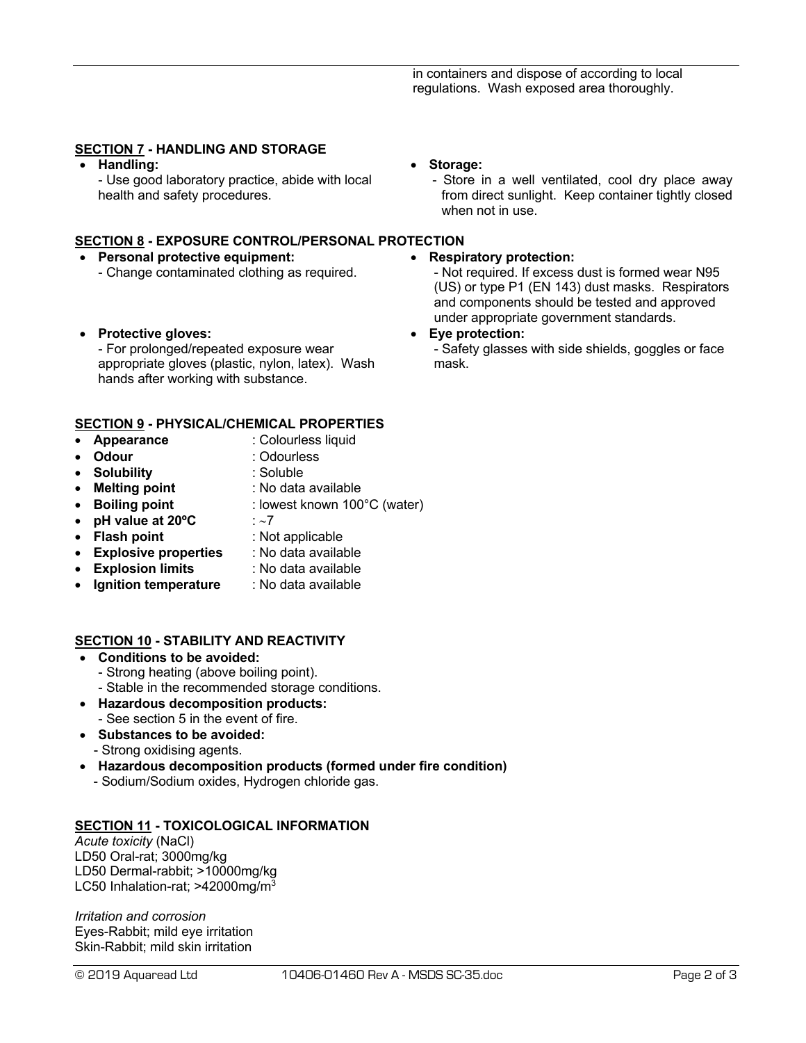in containers and dispose of according to local regulations. Wash exposed area thoroughly.

**SECTION 7 - HANDLING AND STORAGE**

- **Handling:**
  - Use good laboratory practice, abide with local health and safety procedures.
- **Storage:**
  - Store in a well ventilated, cool dry place away from direct sunlight. Keep container tightly closed when not in use.

**SECTION 8 - EXPOSURE CONTROL/PERSONAL PROTECTION**

- **Personal protective equipment:**
  - Change contaminated clothing as required.
- **Protective gloves:**
  - For prolonged/repeated exposure wear appropriate gloves (plastic, nylon, latex). Wash hands after working with substance.
- **Respiratory protection:**
  - Not required. If excess dust is formed wear N95 (US) or type P1 (EN 143) dust masks. Respirators and components should be tested and approved under appropriate government standards.
- **Eye protection:**
  - Safety glasses with side shields, goggles or face mask.

**SECTION 9 - PHYSICAL/CHEMICAL PROPERTIES**

- **Appearance** : Colourless liquid
- **Odour** : Odourless
- **Solubility** : Soluble
- **Melting point** : No data available
- **Boiling point** : lowest known 100°C (water)
- **pH value at 20ºC** : ~7
- **Flash point** : Not applicable
- **Explosive properties** : No data available
- **Explosion limits** : No data available
- **Ignition temperature** : No data available

**SECTION 10 - STABILITY AND REACTIVITY**

- **Conditions to be avoided:**
  - Strong heating (above boiling point).
  - Stable in the recommended storage conditions.
- **Hazardous decomposition products:**
  - See section 5 in the event of fire.
- **Substances to be avoided:**
  - Strong oxidising agents.
- **Hazardous decomposition products (formed under fire condition)**
  - Sodium/Sodium oxides, Hydrogen chloride gas.

**SECTION 11 - TOXICOLOGICAL INFORMATION**

*Acute toxicity* (NaCl)
LD50 Oral-rat; 3000mg/kg
LD50 Dermal-rabbit; >10000mg/kg
LC50 Inhalation-rat; >42000mg/m$^3$

*Irritation and corrosion*
Eyes-Rabbit; mild eye irritation
Skin-Rabbit; mild skin irritation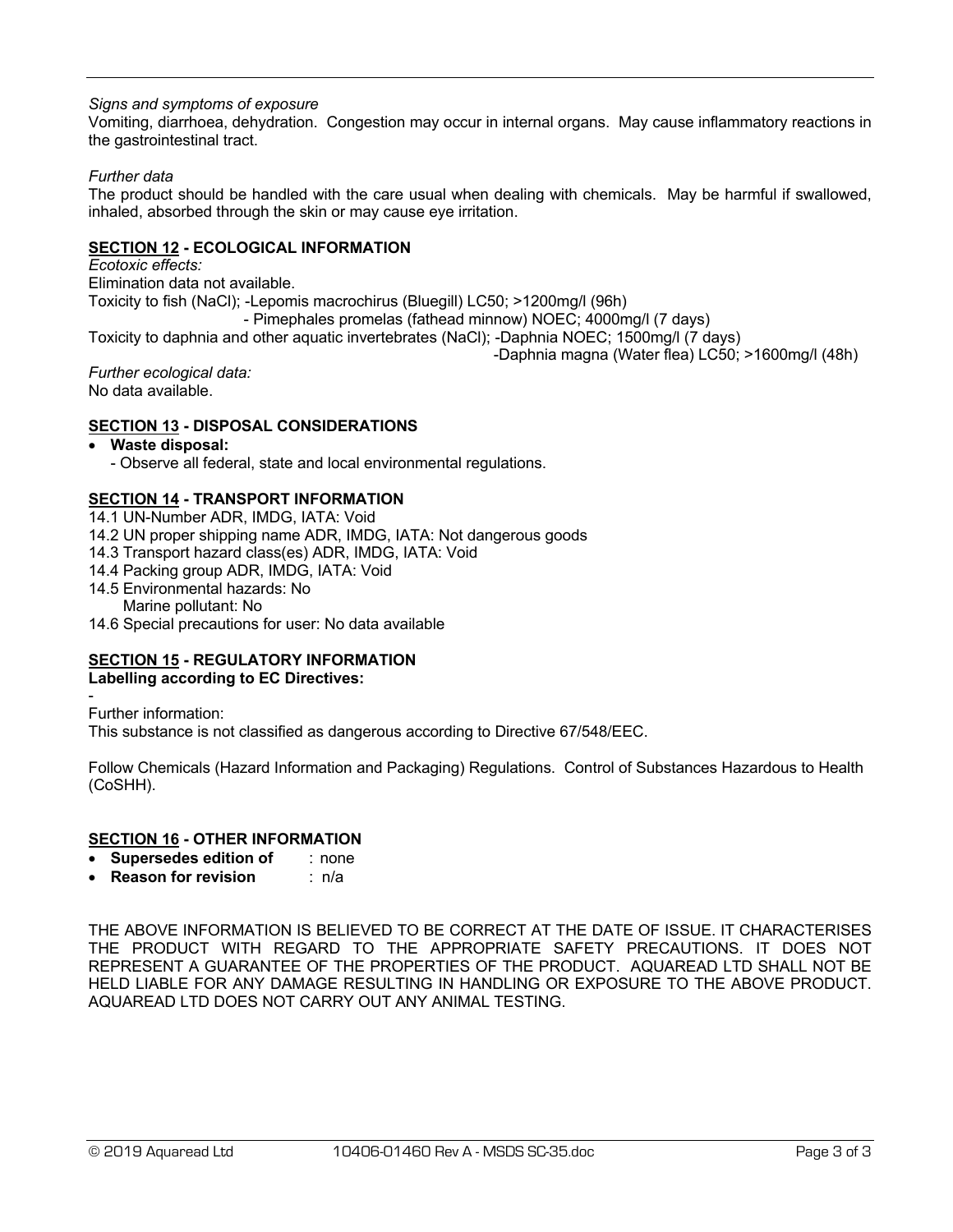*Signs and symptoms of exposure*

Vomiting, diarrhoea, dehydration. Congestion may occur in internal organs. May cause inflammatory reactions in the gastrointestinal tract.

*Further data*

The product should be handled with the care usual when dealing with chemicals. May be harmful if swallowed, inhaled, absorbed through the skin or may cause eye irritation.

## SECTION 12 - ECOLOGICAL INFORMATION

*Ecotoxic effects:*

Elimination data not available.

Toxicity to fish (NaCl); -Lepomis macrochirus (Bluegill) LC50; >1200mg/l (96h)
- Pimephales promelas (fathead minnow) NOEC; 4000mg/l (7 days)

Toxicity to daphnia and other aquatic invertebrates (NaCl); -Daphnia NOEC; 1500mg/l (7 days)
-Daphnia magna (Water flea) LC50; >1600mg/l (48h)

*Further ecological data:*

No data available.

## SECTION 13 - DISPOSAL CONSIDERATIONS

- **Waste disposal:**
  - Observe all federal, state and local environmental regulations.

## SECTION 14 - TRANSPORT INFORMATION

14.1 UN-Number ADR, IMDG, IATA: Void
14.2 UN proper shipping name ADR, IMDG, IATA: Not dangerous goods
14.3 Transport hazard class(es) ADR, IMDG, IATA: Void
14.4 Packing group ADR, IMDG, IATA: Void
14.5 Environmental hazards: No
Marine pollutant: No
14.6 Special precautions for user: No data available

## SECTION 15 - REGULATORY INFORMATION

**Labelling according to EC Directives:**

-

Further information:
This substance is not classified as dangerous according to Directive 67/548/EEC.

Follow Chemicals (Hazard Information and Packaging) Regulations. Control of Substances Hazardous to Health (CoSHH).

## SECTION 16 - OTHER INFORMATION

- **Supersedes edition of** : none
- **Reason for revision** : n/a

THE ABOVE INFORMATION IS BELIEVED TO BE CORRECT AT THE DATE OF ISSUE. IT CHARACTERISES THE PRODUCT WITH REGARD TO THE APPROPRIATE SAFETY PRECAUTIONS. IT DOES NOT REPRESENT A GUARANTEE OF THE PROPERTIES OF THE PRODUCT. AQUAREAD LTD SHALL NOT BE HELD LIABLE FOR ANY DAMAGE RESULTING IN HANDLING OR EXPOSURE TO THE ABOVE PRODUCT. AQUAREAD LTD DOES NOT CARRY OUT ANY ANIMAL TESTING.